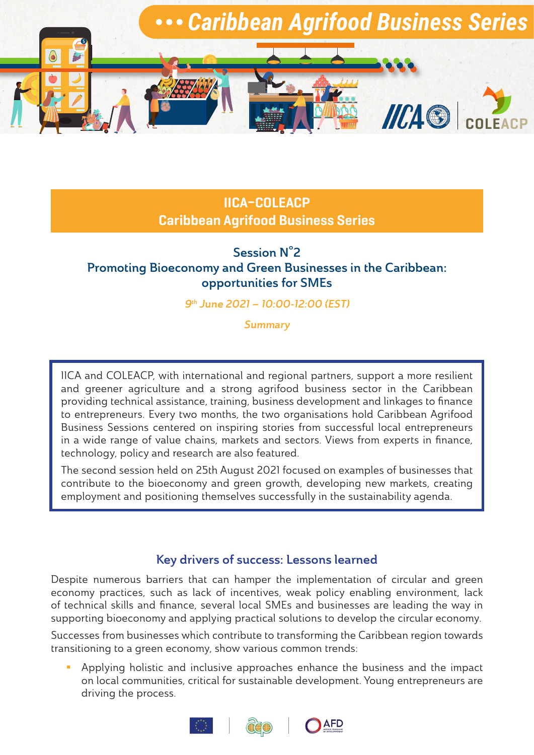# Caribbean Agrifood Business Series

## IICA-COLEACP
## Caribbean Agrifood Business Series

### Session N°2
### Promoting Bioeconomy and Green Businesses in the Caribbean: opportunities for SMEs

*9th June 2021 – 10:00-12:00 (EST)*

*Summary*

IICA and COLEACP, with international and regional partners, support a more resilient and greener agriculture and a strong agrifood business sector in the Caribbean providing technical assistance, training, business development and linkages to finance to entrepreneurs. Every two months, the two organisations hold Caribbean Agrifood Business Sessions centered on inspiring stories from successful local entrepreneurs in a wide range of value chains, markets and sectors. Views from experts in finance, technology, policy and research are also featured.

The second session held on 25th August 2021 focused on examples of businesses that contribute to the bioeconomy and green growth, developing new markets, creating employment and positioning themselves successfully in the sustainability agenda.

### Key drivers of success: Lessons learned

Despite numerous barriers that can hamper the implementation of circular and green economy practices, such as lack of incentives, weak policy enabling environment, lack of technical skills and finance, several local SMEs and businesses are leading the way in supporting bioeconomy and applying practical solutions to develop the circular economy.

Successes from businesses which contribute to transforming the Caribbean region towards transitioning to a green economy, show various common trends:

- Applying holistic and inclusive approaches enhance the business and the impact on local communities, critical for sustainable development. Young entrepreneurs are driving the process.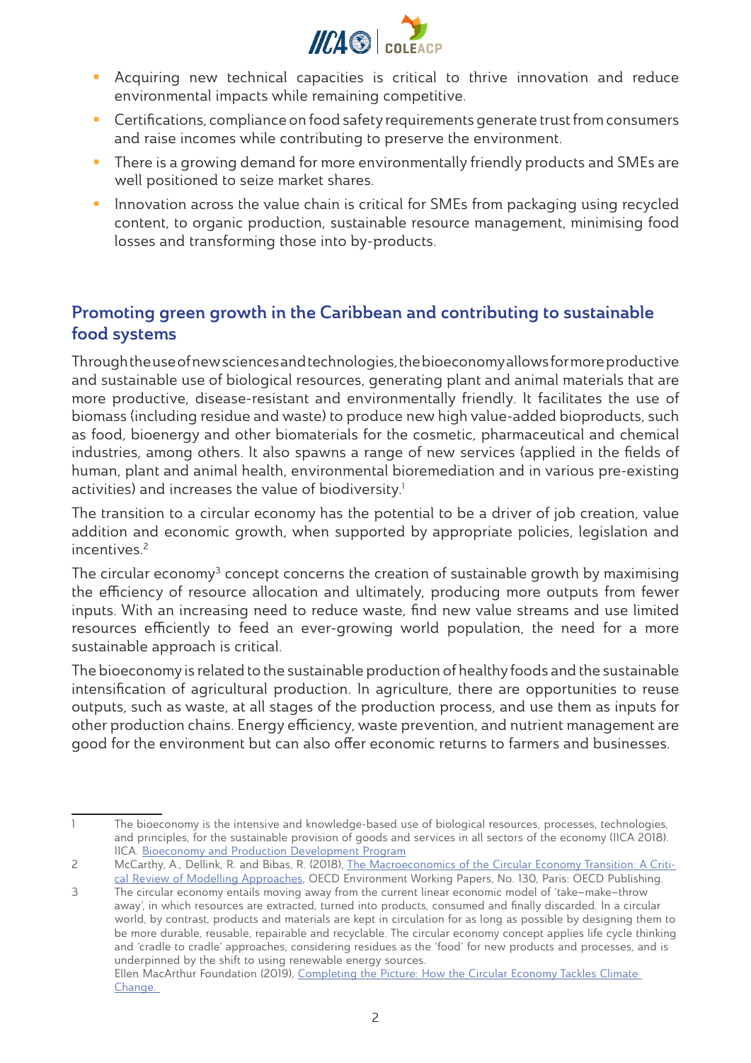- Acquiring new technical capacities is critical to thrive innovation and reduce environmental impacts while remaining competitive.
- Certifications, compliance on food safety requirements generate trust from consumers and raise incomes while contributing to preserve the environment.
- There is a growing demand for more environmentally friendly products and SMEs are well positioned to seize market shares.
- Innovation across the value chain is critical for SMEs from packaging using recycled content, to organic production, sustainable resource management, minimising food losses and transforming those into by-products.

## Promoting green growth in the Caribbean and contributing to sustainable food systems

Through the use of new sciences and technologies, the bioeconomy allows for more productive and sustainable use of biological resources, generating plant and animal materials that are more productive, disease-resistant and environmentally friendly. It facilitates the use of biomass (including residue and waste) to produce new high value-added bioproducts, such as food, bioenergy and other biomaterials for the cosmetic, pharmaceutical and chemical industries, among others. It also spawns a range of new services (applied in the fields of human, plant and animal health, environmental bioremediation and in various pre-existing activities) and increases the value of biodiversity.[1]

The transition to a circular economy has the potential to be a driver of job creation, value addition and economic growth, when supported by appropriate policies, legislation and incentives.[2]

The circular economy[3] concept concerns the creation of sustainable growth by maximising the efficiency of resource allocation and ultimately, producing more outputs from fewer inputs. With an increasing need to reduce waste, find new value streams and use limited resources efficiently to feed an ever-growing world population, the need for a more sustainable approach is critical.

The bioeconomy is related to the sustainable production of healthy foods and the sustainable intensification of agricultural production. In agriculture, there are opportunities to reuse outputs, such as waste, at all stages of the production process, and use them as inputs for other production chains. Energy efficiency, waste prevention, and nutrient management are good for the environment but can also offer economic returns to farmers and businesses.

---

1 The bioeconomy is the intensive and knowledge-based use of biological resources, processes, technologies, and principles, for the sustainable provision of goods and services in all sectors of the economy (IICA 2018). IICA. Bioeconomy and Production Development Program

2 McCarthy, A., Dellink, R. and Bibas, R. (2018), The Macroeconomics of the Circular Economy Transition: A Critical Review of Modelling Approaches, OECD Environment Working Papers, No. 130, Paris: OECD Publishing.

3 The circular economy entails moving away from the current linear economic model of 'take–make–throw away', in which resources are extracted, turned into products, consumed and finally discarded. In a circular world, by contrast, products and materials are kept in circulation for as long as possible by designing them to be more durable, reusable, repairable and recyclable. The circular economy concept applies life cycle thinking and 'cradle to cradle' approaches, considering residues as the 'food' for new products and processes, and is underpinned by the shift to using renewable energy sources.
Ellen MacArthur Foundation (2019), Completing the Picture: How the Circular Economy Tackles Climate Change.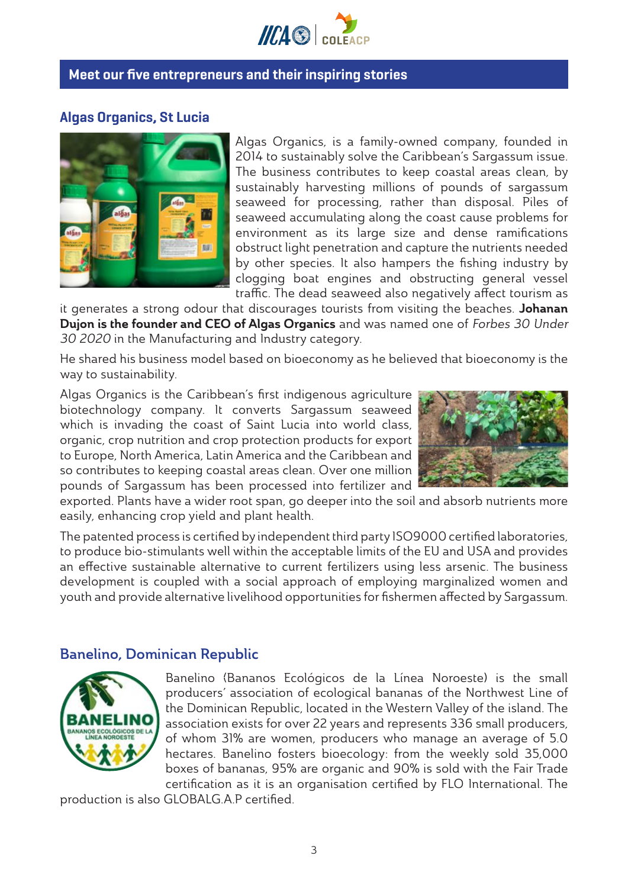## Meet our five entrepreneurs and their inspiring stories

### Algas Organics, St Lucia

Algas Organics, is a family-owned company, founded in 2014 to sustainably solve the Caribbean's Sargassum issue. The business contributes to keep coastal areas clean, by sustainably harvesting millions of pounds of sargassum seaweed for processing, rather than disposal. Piles of seaweed accumulating along the coast cause problems for environment as its large size and dense ramifications obstruct light penetration and capture the nutrients needed by other species. It also hampers the fishing industry by clogging boat engines and obstructing general vessel traffic. The dead seaweed also negatively affect tourism as it generates a strong odour that discourages tourists from visiting the beaches. **Johanan Dujon is the founder and CEO of Algas Organics** and was named one of *Forbes 30 Under 30 2020* in the Manufacturing and Industry category.

He shared his business model based on bioeconomy as he believed that bioeconomy is the way to sustainability.

Algas Organics is the Caribbean's first indigenous agriculture biotechnology company. It converts Sargassum seaweed which is invading the coast of Saint Lucia into world class, organic, crop nutrition and crop protection products for export to Europe, North America, Latin America and the Caribbean and so contributes to keeping coastal areas clean. Over one million pounds of Sargassum has been processed into fertilizer and exported. Plants have a wider root span, go deeper into the soil and absorb nutrients more easily, enhancing crop yield and plant health.

The patented process is certified by independent third party ISO9000 certified laboratories, to produce bio-stimulants well within the acceptable limits of the EU and USA and provides an effective sustainable alternative to current fertilizers using less arsenic. The business development is coupled with a social approach of employing marginalized women and youth and provide alternative livelihood opportunities for fishermen affected by Sargassum.

### Banelino, Dominican Republic

Banelino (Bananos Ecológicos de la Línea Noroeste) is the small producers' association of ecological bananas of the Northwest Line of the Dominican Republic, located in the Western Valley of the island. The association exists for over 22 years and represents 336 small producers, of whom 31% are women, producers who manage an average of 5.0 hectares. Banelino fosters bioecology: from the weekly sold 35,000 boxes of bananas, 95% are organic and 90% is sold with the Fair Trade certification as it is an organisation certified by FLO International. The production is also GLOBALG.A.P certified.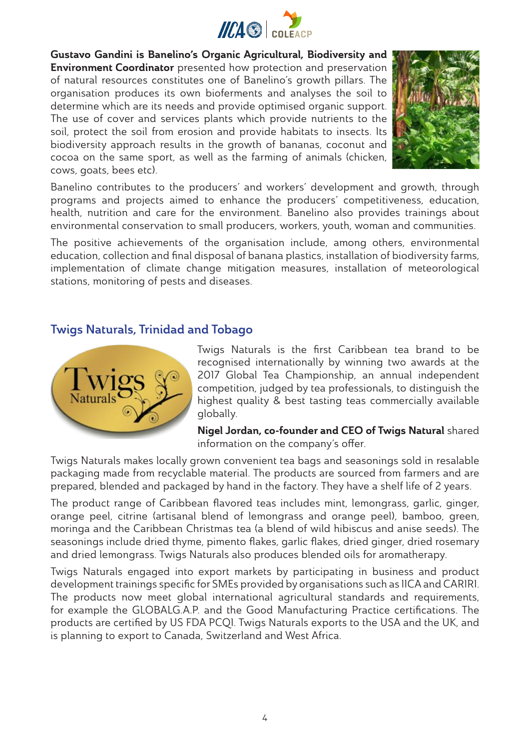**Gustavo Gandini is Banelino's Organic Agricultural, Biodiversity and Environment Coordinator** presented how protection and preservation of natural resources constitutes one of Banelino's growth pillars. The organisation produces its own bioferments and analyses the soil to determine which are its needs and provide optimised organic support. The use of cover and services plants which provide nutrients to the soil, protect the soil from erosion and provide habitats to insects. Its biodiversity approach results in the growth of bananas, coconut and cocoa on the same sport, as well as the farming of animals (chicken, cows, goats, bees etc).

Banelino contributes to the producers' and workers' development and growth, through programs and projects aimed to enhance the producers' competitiveness, education, health, nutrition and care for the environment. Banelino also provides trainings about environmental conservation to small producers, workers, youth, woman and communities.

The positive achievements of the organisation include, among others, environmental education, collection and final disposal of banana plastics, installation of biodiversity farms, implementation of climate change mitigation measures, installation of meteorological stations, monitoring of pests and diseases.

## Twigs Naturals, Trinidad and Tobago

Twigs Naturals is the first Caribbean tea brand to be recognised internationally by winning two awards at the 2017 Global Tea Championship, an annual independent competition, judged by tea professionals, to distinguish the highest quality & best tasting teas commercially available globally.

**Nigel Jordan, co-founder and CEO of Twigs Natural** shared information on the company's offer.

Twigs Naturals makes locally grown convenient tea bags and seasonings sold in resalable packaging made from recyclable material. The products are sourced from farmers and are prepared, blended and packaged by hand in the factory. They have a shelf life of 2 years.

The product range of Caribbean flavored teas includes mint, lemongrass, garlic, ginger, orange peel, citrine (artisanal blend of lemongrass and orange peel), bamboo, green, moringa and the Caribbean Christmas tea (a blend of wild hibiscus and anise seeds). The seasonings include dried thyme, pimento flakes, garlic flakes, dried ginger, dried rosemary and dried lemongrass. Twigs Naturals also produces blended oils for aromatherapy.

Twigs Naturals engaged into export markets by participating in business and product development trainings specific for SMEs provided by organisations such as IICA and CARIRI. The products now meet global international agricultural standards and requirements, for example the GLOBALG.A.P. and the Good Manufacturing Practice certifications. The products are certified by US FDA PCQI. Twigs Naturals exports to the USA and the UK, and is planning to export to Canada, Switzerland and West Africa.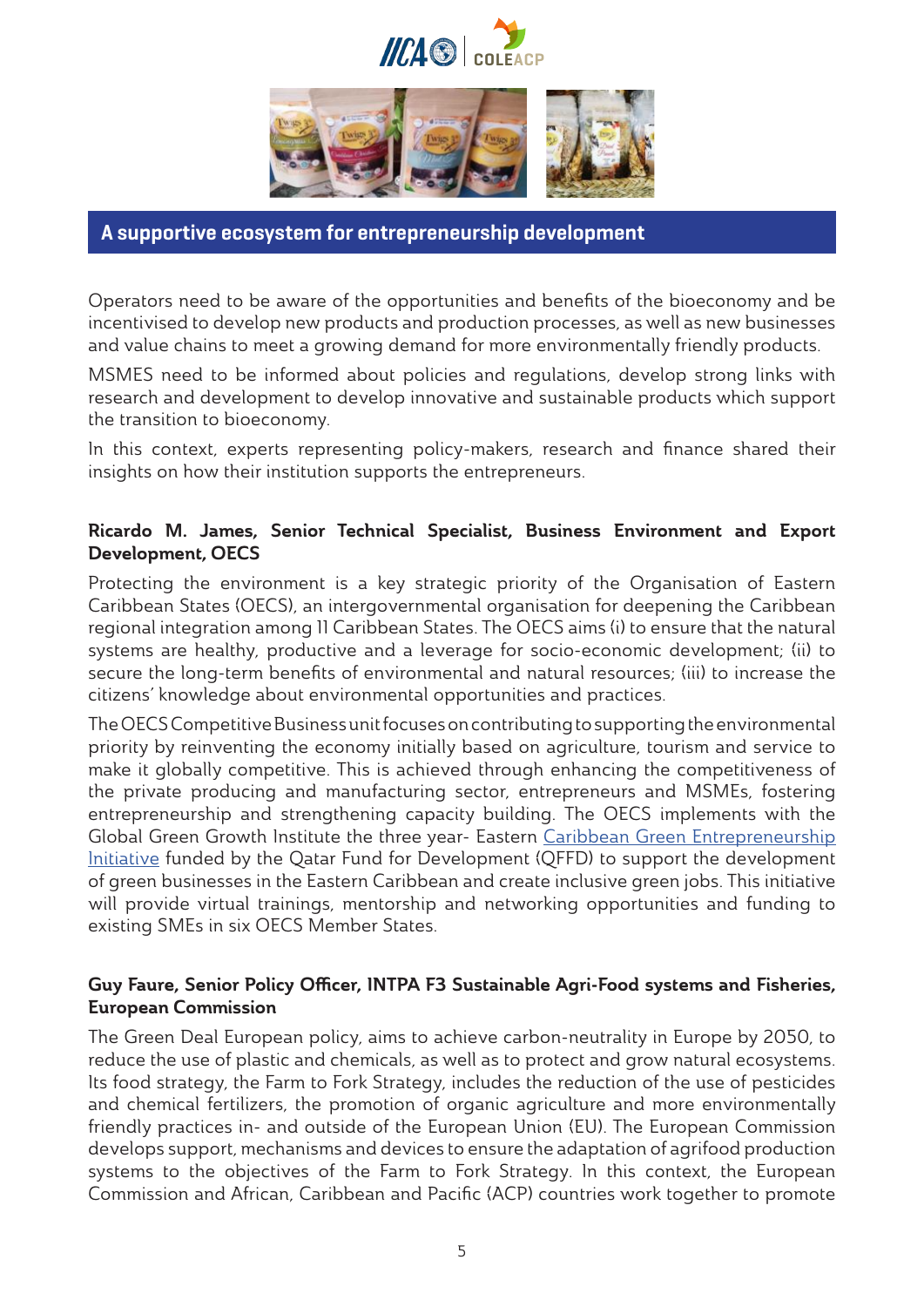## A supportive ecosystem for entrepreneurship development

Operators need to be aware of the opportunities and benefits of the bioeconomy and be incentivised to develop new products and production processes, as well as new businesses and value chains to meet a growing demand for more environmentally friendly products.

MSMES need to be informed about policies and regulations, develop strong links with research and development to develop innovative and sustainable products which support the transition to bioeconomy.

In this context, experts representing policy-makers, research and finance shared their insights on how their institution supports the entrepreneurs.

**Ricardo M. James, Senior Technical Specialist, Business Environment and Export Development, OECS**

Protecting the environment is a key strategic priority of the Organisation of Eastern Caribbean States (OECS), an intergovernmental organisation for deepening the Caribbean regional integration among 11 Caribbean States. The OECS aims (i) to ensure that the natural systems are healthy, productive and a leverage for socio-economic development; (ii) to secure the long-term benefits of environmental and natural resources; (iii) to increase the citizens' knowledge about environmental opportunities and practices.

The OECS Competitive Business unit focuses on contributing to supporting the environmental priority by reinventing the economy initially based on agriculture, tourism and service to make it globally competitive. This is achieved through enhancing the competitiveness of the private producing and manufacturing sector, entrepreneurs and MSMEs, fostering entrepreneurship and strengthening capacity building. The OECS implements with the Global Green Growth Institute the three year- Eastern Caribbean Green Entrepreneurship Initiative funded by the Qatar Fund for Development (QFFD) to support the development of green businesses in the Eastern Caribbean and create inclusive green jobs. This initiative will provide virtual trainings, mentorship and networking opportunities and funding to existing SMEs in six OECS Member States.

**Guy Faure, Senior Policy Officer, INTPA F3 Sustainable Agri-Food systems and Fisheries, European Commission**

The Green Deal European policy, aims to achieve carbon-neutrality in Europe by 2050, to reduce the use of plastic and chemicals, as well as to protect and grow natural ecosystems. Its food strategy, the Farm to Fork Strategy, includes the reduction of the use of pesticides and chemical fertilizers, the promotion of organic agriculture and more environmentally friendly practices in- and outside of the European Union (EU). The European Commission develops support, mechanisms and devices to ensure the adaptation of agrifood production systems to the objectives of the Farm to Fork Strategy. In this context, the European Commission and African, Caribbean and Pacific (ACP) countries work together to promote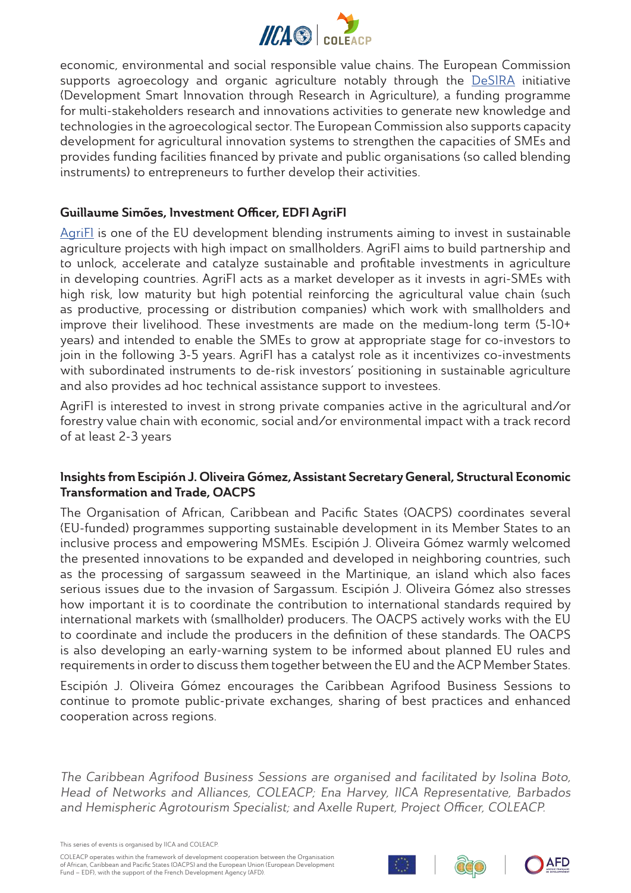economic, environmental and social responsible value chains. The European Commission supports agroecology and organic agriculture notably through the DeSIRA initiative (Development Smart Innovation through Research in Agriculture), a funding programme for multi-stakeholders research and innovations activities to generate new knowledge and technologies in the agroecological sector. The European Commission also supports capacity development for agricultural innovation systems to strengthen the capacities of SMEs and provides funding facilities financed by private and public organisations (so called blending instruments) to entrepreneurs to further develop their activities.

### Guillaume Simões, Investment Officer, EDFI AgriFI

AgriFI is one of the EU development blending instruments aiming to invest in sustainable agriculture projects with high impact on smallholders. AgriFI aims to build partnership and to unlock, accelerate and catalyze sustainable and profitable investments in agriculture in developing countries. AgriFI acts as a market developer as it invests in agri-SMEs with high risk, low maturity but high potential reinforcing the agricultural value chain (such as productive, processing or distribution companies) which work with smallholders and improve their livelihood. These investments are made on the medium-long term (5-10+ years) and intended to enable the SMEs to grow at appropriate stage for co-investors to join in the following 3-5 years. AgriFI has a catalyst role as it incentivizes co-investments with subordinated instruments to de-risk investors' positioning in sustainable agriculture and also provides ad hoc technical assistance support to investees.

AgriFI is interested to invest in strong private companies active in the agricultural and/or forestry value chain with economic, social and/or environmental impact with a track record of at least 2-3 years

### Insights from Escipión J. Oliveira Gómez, Assistant Secretary General, Structural Economic Transformation and Trade, OACPS

The Organisation of African, Caribbean and Pacific States (OACPS) coordinates several (EU-funded) programmes supporting sustainable development in its Member States to an inclusive process and empowering MSMEs. Escipión J. Oliveira Gómez warmly welcomed the presented innovations to be expanded and developed in neighboring countries, such as the processing of sargassum seaweed in the Martinique, an island which also faces serious issues due to the invasion of Sargassum. Escipión J. Oliveira Gómez also stresses how important it is to coordinate the contribution to international standards required by international markets with (smallholder) producers. The OACPS actively works with the EU to coordinate and include the producers in the definition of these standards. The OACPS is also developing an early-warning system to be informed about planned EU rules and requirements in order to discuss them together between the EU and the ACP Member States.

Escipión J. Oliveira Gómez encourages the Caribbean Agrifood Business Sessions to continue to promote public-private exchanges, sharing of best practices and enhanced cooperation across regions.

*The Caribbean Agrifood Business Sessions are organised and facilitated by Isolina Boto, Head of Networks and Alliances, COLEACP; Ena Harvey, IICA Representative, Barbados and Hemispheric Agrotourism Specialist; and Axelle Rupert, Project Officer, COLEACP.*

This series of events is organised by IICA and COLEACP.

COLEACP operates within the framework of development cooperation between the Organisation of African, Caribbean and Pacific States (OACPS) and the European Union (European Development Fund – EDF), with the support of the French Development Agency (AFD).